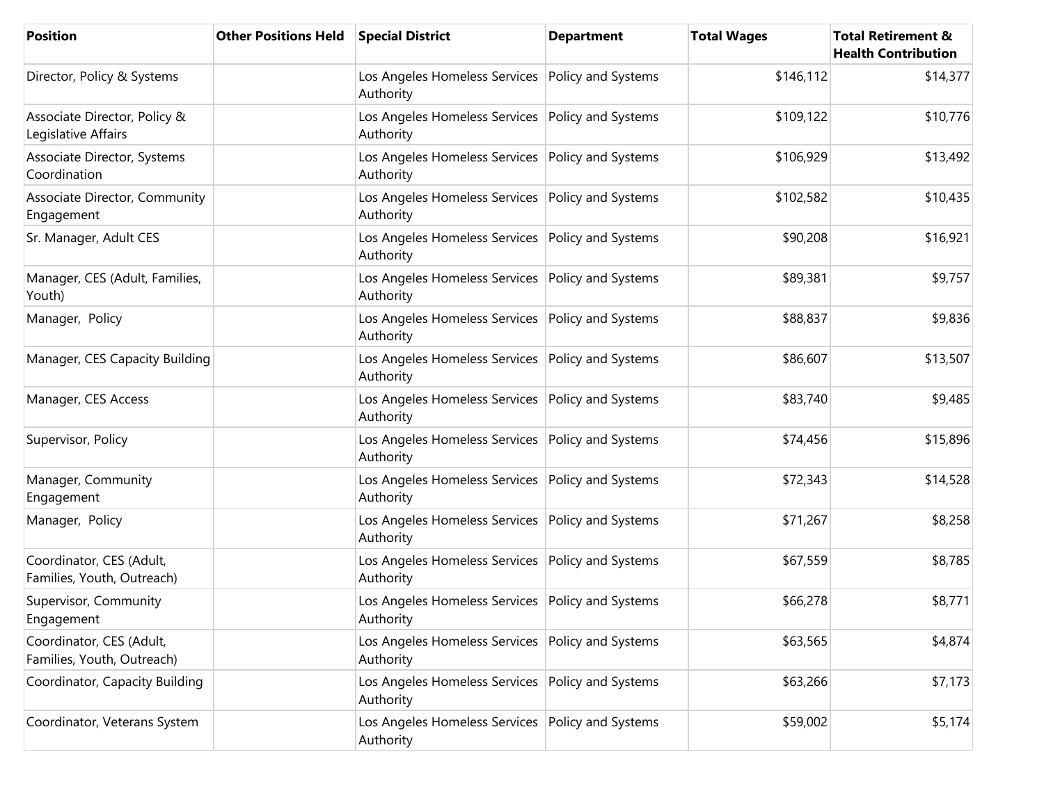| Position | Other Positions Held | Special District | Department | Total Wages | Total Retirement & Health Contribution |
|---|---|---|---|---|---|
| Director, Policy & Systems | | Los Angeles Homeless Services Authority | Policy and Systems | $146,112 | $14,377 |
| Associate Director, Policy & Legislative Affairs | | Los Angeles Homeless Services Authority | Policy and Systems | $109,122 | $10,776 |
| Associate Director, Systems Coordination | | Los Angeles Homeless Services Authority | Policy and Systems | $106,929 | $13,492 |
| Associate Director, Community Engagement | | Los Angeles Homeless Services Authority | Policy and Systems | $102,582 | $10,435 |
| Sr. Manager, Adult CES | | Los Angeles Homeless Services Authority | Policy and Systems | $90,208 | $16,921 |
| Manager, CES (Adult, Families, Youth) | | Los Angeles Homeless Services Authority | Policy and Systems | $89,381 | $9,757 |
| Manager, Policy | | Los Angeles Homeless Services Authority | Policy and Systems | $88,837 | $9,836 |
| Manager, CES Capacity Building | | Los Angeles Homeless Services Authority | Policy and Systems | $86,607 | $13,507 |
| Manager, CES Access | | Los Angeles Homeless Services Authority | Policy and Systems | $83,740 | $9,485 |
| Supervisor, Policy | | Los Angeles Homeless Services Authority | Policy and Systems | $74,456 | $15,896 |
| Manager, Community Engagement | | Los Angeles Homeless Services Authority | Policy and Systems | $72,343 | $14,528 |
| Manager, Policy | | Los Angeles Homeless Services Authority | Policy and Systems | $71,267 | $8,258 |
| Coordinator, CES (Adult, Families, Youth, Outreach) | | Los Angeles Homeless Services Authority | Policy and Systems | $67,559 | $8,785 |
| Supervisor, Community Engagement | | Los Angeles Homeless Services Authority | Policy and Systems | $66,278 | $8,771 |
| Coordinator, CES (Adult, Families, Youth, Outreach) | | Los Angeles Homeless Services Authority | Policy and Systems | $63,565 | $4,874 |
| Coordinator, Capacity Building | | Los Angeles Homeless Services Authority | Policy and Systems | $63,266 | $7,173 |
| Coordinator, Veterans System | | Los Angeles Homeless Services Authority | Policy and Systems | $59,002 | $5,174 |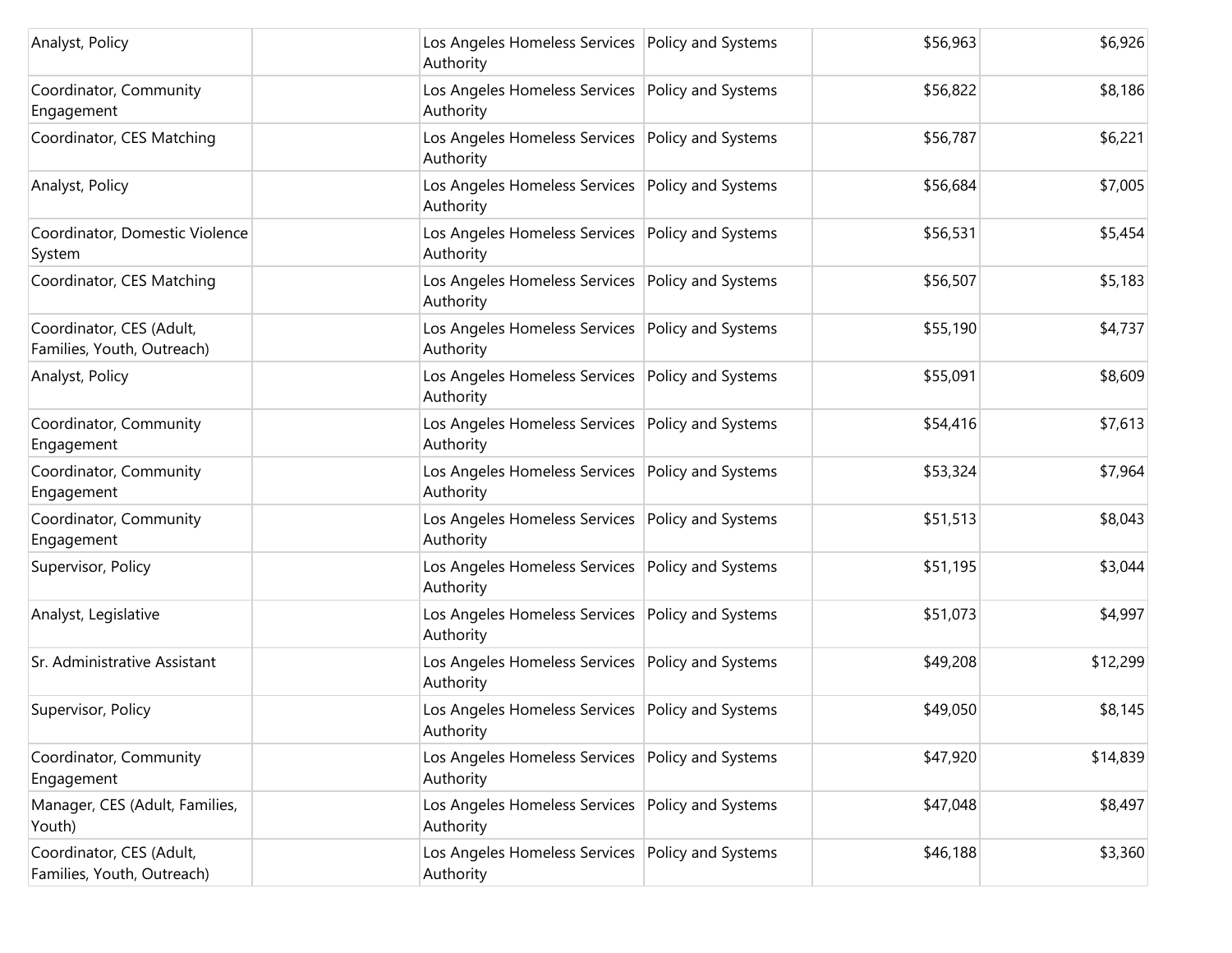| | | | | | |
|---|---|---|---|---|---|
| Analyst, Policy | | Los Angeles Homeless Services Authority | Policy and Systems | $56,963 | $6,926 |
| Coordinator, Community Engagement | | Los Angeles Homeless Services Authority | Policy and Systems | $56,822 | $8,186 |
| Coordinator, CES Matching | | Los Angeles Homeless Services Authority | Policy and Systems | $56,787 | $6,221 |
| Analyst, Policy | | Los Angeles Homeless Services Authority | Policy and Systems | $56,684 | $7,005 |
| Coordinator, Domestic Violence System | | Los Angeles Homeless Services Authority | Policy and Systems | $56,531 | $5,454 |
| Coordinator, CES Matching | | Los Angeles Homeless Services Authority | Policy and Systems | $56,507 | $5,183 |
| Coordinator, CES (Adult, Families, Youth, Outreach) | | Los Angeles Homeless Services Authority | Policy and Systems | $55,190 | $4,737 |
| Analyst, Policy | | Los Angeles Homeless Services Authority | Policy and Systems | $55,091 | $8,609 |
| Coordinator, Community Engagement | | Los Angeles Homeless Services Authority | Policy and Systems | $54,416 | $7,613 |
| Coordinator, Community Engagement | | Los Angeles Homeless Services Authority | Policy and Systems | $53,324 | $7,964 |
| Coordinator, Community Engagement | | Los Angeles Homeless Services Authority | Policy and Systems | $51,513 | $8,043 |
| Supervisor, Policy | | Los Angeles Homeless Services Authority | Policy and Systems | $51,195 | $3,044 |
| Analyst, Legislative | | Los Angeles Homeless Services Authority | Policy and Systems | $51,073 | $4,997 |
| Sr. Administrative Assistant | | Los Angeles Homeless Services Authority | Policy and Systems | $49,208 | $12,299 |
| Supervisor, Policy | | Los Angeles Homeless Services Authority | Policy and Systems | $49,050 | $8,145 |
| Coordinator, Community Engagement | | Los Angeles Homeless Services Authority | Policy and Systems | $47,920 | $14,839 |
| Manager, CES (Adult, Families, Youth) | | Los Angeles Homeless Services Authority | Policy and Systems | $47,048 | $8,497 |
| Coordinator, CES (Adult, Families, Youth, Outreach) | | Los Angeles Homeless Services Authority | Policy and Systems | $46,188 | $3,360 |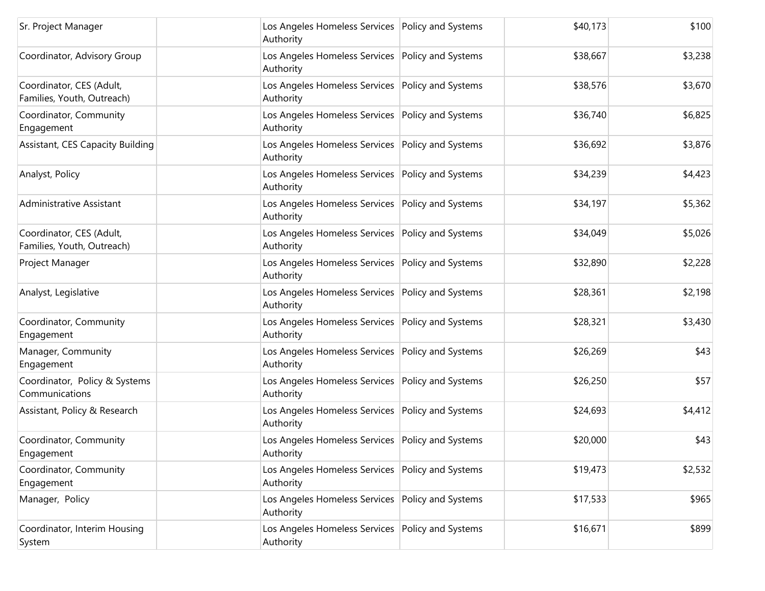| | | | | | |
|---|---|---|---|---|---|
| Sr. Project Manager | | Los Angeles Homeless Services Authority | Policy and Systems | $40,173 | $100 |
| Coordinator, Advisory Group | | Los Angeles Homeless Services Authority | Policy and Systems | $38,667 | $3,238 |
| Coordinator, CES (Adult, Families, Youth, Outreach) | | Los Angeles Homeless Services Authority | Policy and Systems | $38,576 | $3,670 |
| Coordinator, Community Engagement | | Los Angeles Homeless Services Authority | Policy and Systems | $36,740 | $6,825 |
| Assistant, CES Capacity Building | | Los Angeles Homeless Services Authority | Policy and Systems | $36,692 | $3,876 |
| Analyst, Policy | | Los Angeles Homeless Services Authority | Policy and Systems | $34,239 | $4,423 |
| Administrative Assistant | | Los Angeles Homeless Services Authority | Policy and Systems | $34,197 | $5,362 |
| Coordinator, CES (Adult, Families, Youth, Outreach) | | Los Angeles Homeless Services Authority | Policy and Systems | $34,049 | $5,026 |
| Project Manager | | Los Angeles Homeless Services Authority | Policy and Systems | $32,890 | $2,228 |
| Analyst, Legislative | | Los Angeles Homeless Services Authority | Policy and Systems | $28,361 | $2,198 |
| Coordinator, Community Engagement | | Los Angeles Homeless Services Authority | Policy and Systems | $28,321 | $3,430 |
| Manager, Community Engagement | | Los Angeles Homeless Services Authority | Policy and Systems | $26,269 | $43 |
| Coordinator, Policy & Systems Communications | | Los Angeles Homeless Services Authority | Policy and Systems | $26,250 | $57 |
| Assistant, Policy & Research | | Los Angeles Homeless Services Authority | Policy and Systems | $24,693 | $4,412 |
| Coordinator, Community Engagement | | Los Angeles Homeless Services Authority | Policy and Systems | $20,000 | $43 |
| Coordinator, Community Engagement | | Los Angeles Homeless Services Authority | Policy and Systems | $19,473 | $2,532 |
| Manager, Policy | | Los Angeles Homeless Services Authority | Policy and Systems | $17,533 | $965 |
| Coordinator, Interim Housing System | | Los Angeles Homeless Services Authority | Policy and Systems | $16,671 | $899 |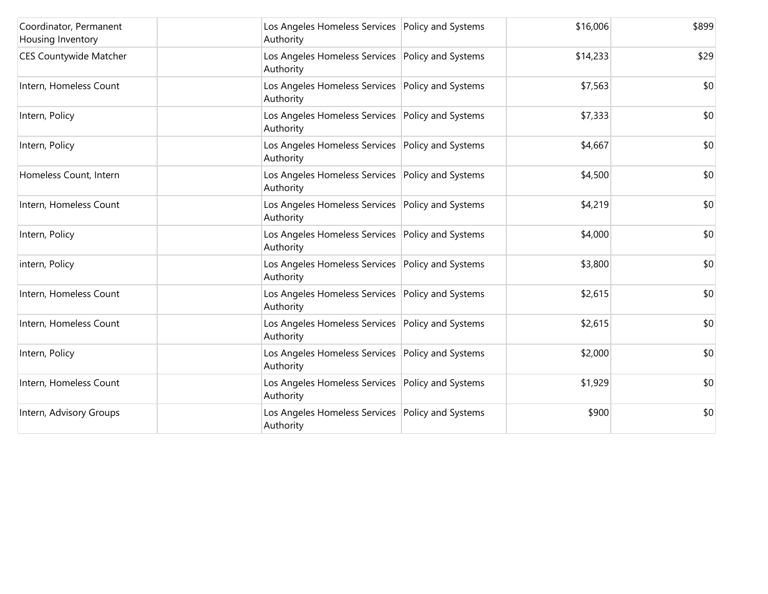| | | | | | |
|---|---|---|---|---|---|
| Coordinator, Permanent Housing Inventory | | Los Angeles Homeless Services Authority | Policy and Systems | $16,006 | $899 |
| CES Countywide Matcher | | Los Angeles Homeless Services Authority | Policy and Systems | $14,233 | $29 |
| Intern, Homeless Count | | Los Angeles Homeless Services Authority | Policy and Systems | $7,563 | $0 |
| Intern, Policy | | Los Angeles Homeless Services Authority | Policy and Systems | $7,333 | $0 |
| Intern, Policy | | Los Angeles Homeless Services Authority | Policy and Systems | $4,667 | $0 |
| Homeless Count, Intern | | Los Angeles Homeless Services Authority | Policy and Systems | $4,500 | $0 |
| Intern, Homeless Count | | Los Angeles Homeless Services Authority | Policy and Systems | $4,219 | $0 |
| Intern, Policy | | Los Angeles Homeless Services Authority | Policy and Systems | $4,000 | $0 |
| intern, Policy | | Los Angeles Homeless Services Authority | Policy and Systems | $3,800 | $0 |
| Intern, Homeless Count | | Los Angeles Homeless Services Authority | Policy and Systems | $2,615 | $0 |
| Intern, Homeless Count | | Los Angeles Homeless Services Authority | Policy and Systems | $2,615 | $0 |
| Intern, Policy | | Los Angeles Homeless Services Authority | Policy and Systems | $2,000 | $0 |
| Intern, Homeless Count | | Los Angeles Homeless Services Authority | Policy and Systems | $1,929 | $0 |
| Intern, Advisory Groups | | Los Angeles Homeless Services Authority | Policy and Systems | $900 | $0 |